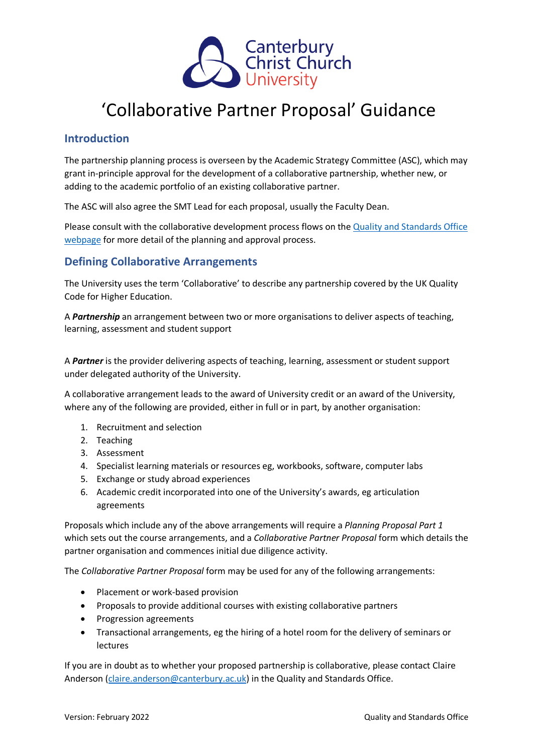# 'Collaborative Partner Proposal' Guidance

## Introduction

The partnership planning process is overseen by the Academic Strategy Committee (ASC), which may grant in-principle approval for the development of a collaborative partnership, whether new, or adding to the academic portfolio of an existing collaborative partner.

The ASC will also agree the SMT Lead for each proposal, usually the Faculty Dean.

Please consult with the collaborative development process flows on the [Quality and Standards Office webpage](#) for more detail of the planning and approval process.

## Defining Collaborative Arrangements

The University uses the term 'Collaborative' to describe any partnership covered by the UK Quality Code for Higher Education.

A ***Partnership*** an arrangement between two or more organisations to deliver aspects of teaching, learning, assessment and student support

A ***Partner*** is the provider delivering aspects of teaching, learning, assessment or student support under delegated authority of the University.

A collaborative arrangement leads to the award of University credit or an award of the University, where any of the following are provided, either in full or in part, by another organisation:

1. Recruitment and selection
2. Teaching
3. Assessment
4. Specialist learning materials or resources eg, workbooks, software, computer labs
5. Exchange or study abroad experiences
6. Academic credit incorporated into one of the University's awards, eg articulation agreements

Proposals which include any of the above arrangements will require a *Planning Proposal Part 1* which sets out the course arrangements, and a *Collaborative Partner Proposal* form which details the partner organisation and commences initial due diligence activity.

The *Collaborative Partner Proposal* form may be used for any of the following arrangements:

- Placement or work-based provision
- Proposals to provide additional courses with existing collaborative partners
- Progression agreements
- Transactional arrangements, eg the hiring of a hotel room for the delivery of seminars or lectures

If you are in doubt as to whether your proposed partnership is collaborative, please contact Claire Anderson (claire.anderson@canterbury.ac.uk) in the Quality and Standards Office.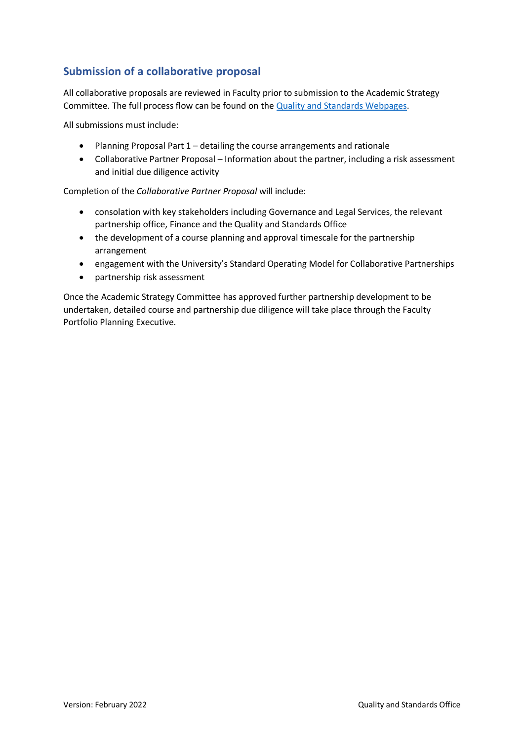## Submission of a collaborative proposal

All collaborative proposals are reviewed in Faculty prior to submission to the Academic Strategy Committee. The full process flow can be found on the [Quality and Standards Webpages](#).

All submissions must include:

- Planning Proposal Part 1 – detailing the course arrangements and rationale
- Collaborative Partner Proposal – Information about the partner, including a risk assessment and initial due diligence activity

Completion of the *Collaborative Partner Proposal* will include:

- consolation with key stakeholders including Governance and Legal Services, the relevant partnership office, Finance and the Quality and Standards Office
- the development of a course planning and approval timescale for the partnership arrangement
- engagement with the University's Standard Operating Model for Collaborative Partnerships
- partnership risk assessment

Once the Academic Strategy Committee has approved further partnership development to be undertaken, detailed course and partnership due diligence will take place through the Faculty Portfolio Planning Executive.

Version: February 2022

Quality and Standards Office